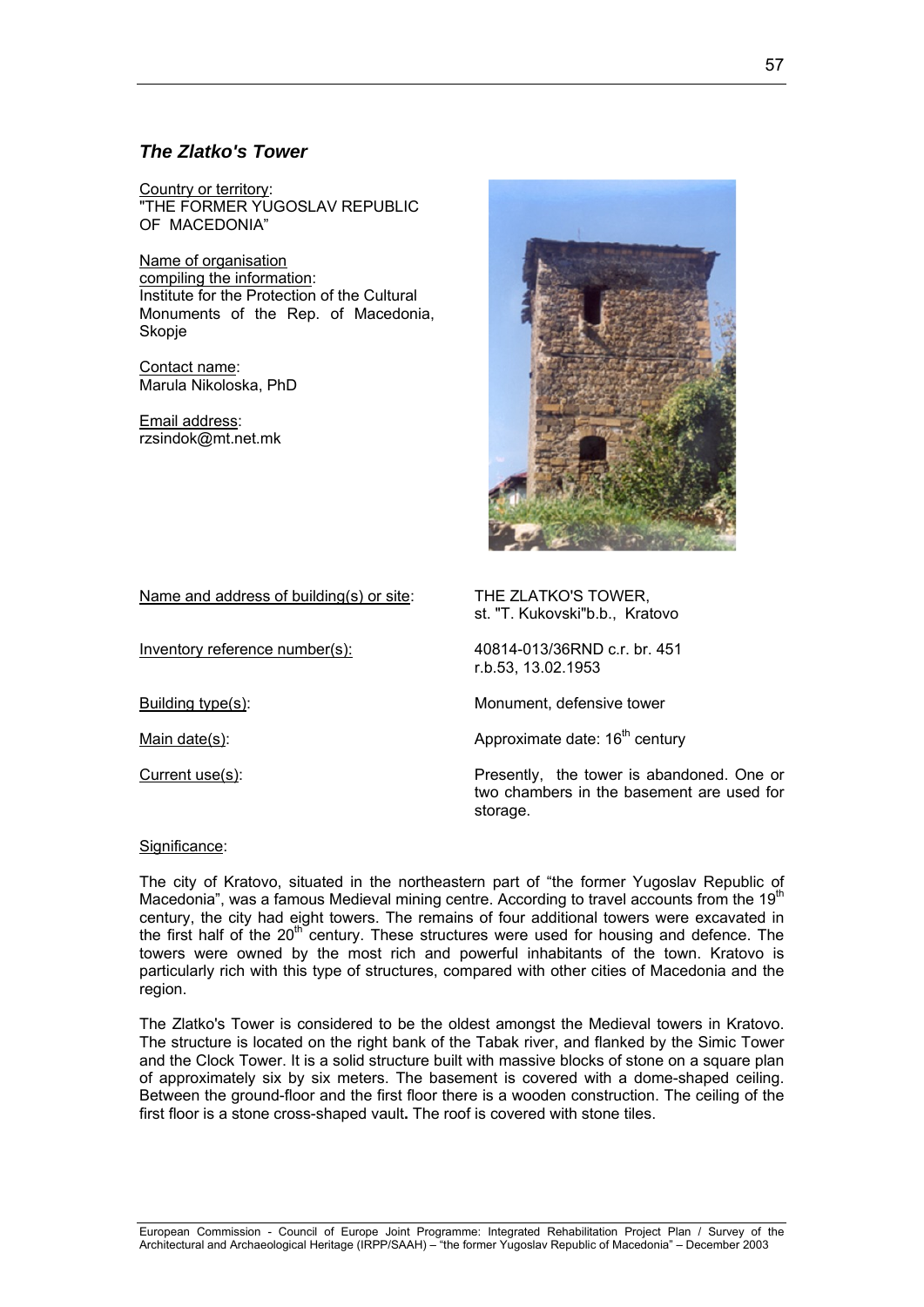## *The Zlatko's Tower*

Country or territory:
"THE FORMER YUGOSLAV REPUBLIC OF MACEDONIA"

Name of organisation compiling the information:
Institute for the Protection of the Cultural Monuments of the Rep. of Macedonia, Skopje

Contact name:
Marula Nikoloska, PhD

Email address:
rzsindok@mt.net.mk

Name and address of building(s) or site: THE ZLATKO'S TOWER, st. "T. Kukovski"b.b., Kratovo

Inventory reference number(s): 40814-013/36RND c.r. br. 451 r.b.53, 13.02.1953

Building type(s): Monument, defensive tower

Main date(s): Approximate date: 16th century

Current use(s): Presently, the tower is abandoned. One or two chambers in the basement are used for storage.

Significance:

The city of Kratovo, situated in the northeastern part of "the former Yugoslav Republic of Macedonia", was a famous Medieval mining centre. According to travel accounts from the 19th century, the city had eight towers. The remains of four additional towers were excavated in the first half of the 20th century. These structures were used for housing and defence. The towers were owned by the most rich and powerful inhabitants of the town. Kratovo is particularly rich with this type of structures, compared with other cities of Macedonia and the region.

The Zlatko's Tower is considered to be the oldest amongst the Medieval towers in Kratovo. The structure is located on the right bank of the Tabak river, and flanked by the Simic Tower and the Clock Tower. It is a solid structure built with massive blocks of stone on a square plan of approximately six by six meters. The basement is covered with a dome-shaped ceiling. Between the ground-floor and the first floor there is a wooden construction. The ceiling of the first floor is a stone cross-shaped vault**.** The roof is covered with stone tiles.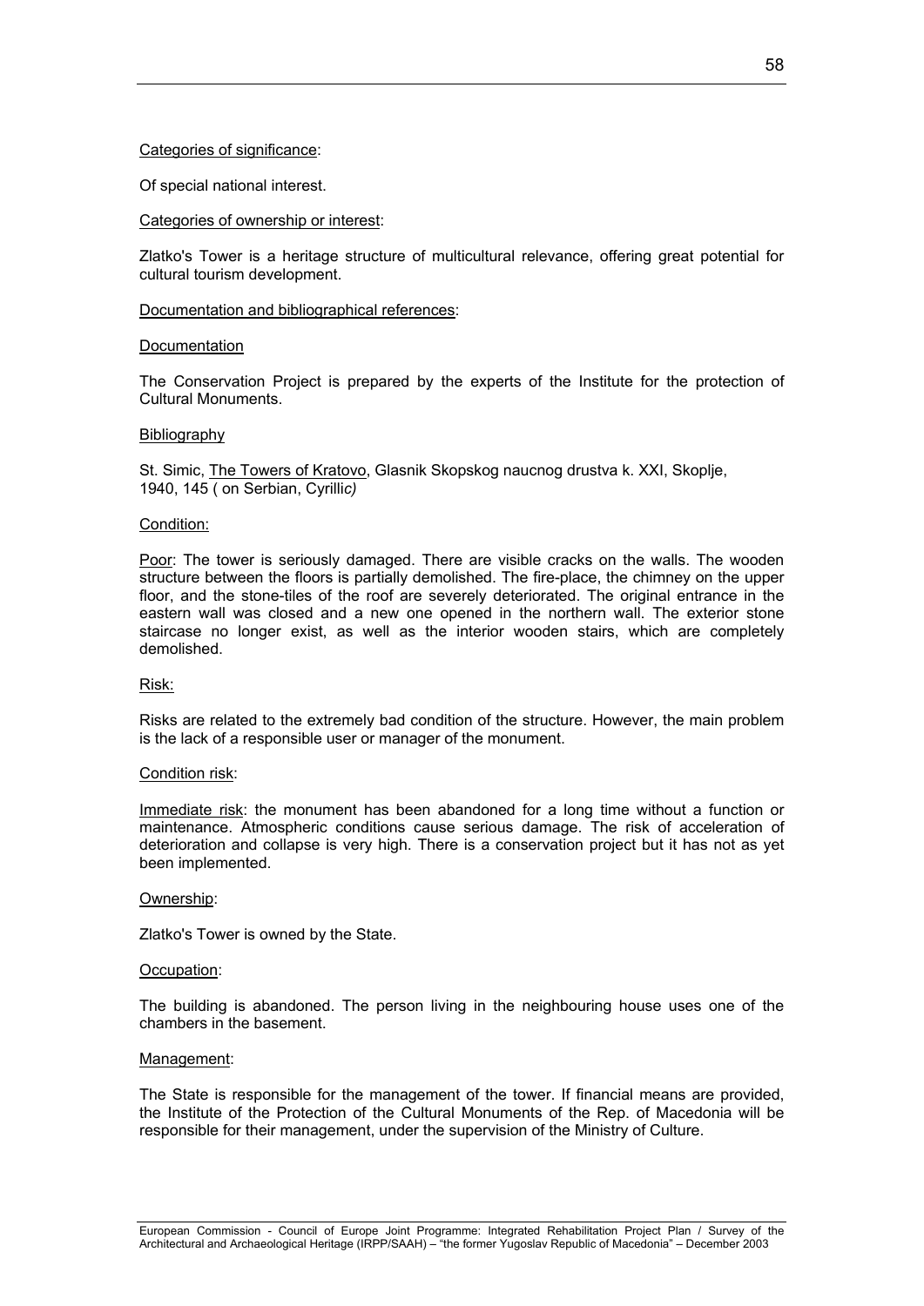<u>Categories of significance</u>:

Of special national interest.

<u>Categories of ownership or interest</u>:

Zlatko's Tower is a heritage structure of multicultural relevance, offering great potential for cultural tourism development.

<u>Documentation and bibliographical references</u>:

<u>Documentation</u>

The Conservation Project is prepared by the experts of the Institute for the protection of Cultural Monuments.

<u>Bibliography</u>

St. Simic, <u>The Towers of Kratovo</u>, Glasnik Skopskog naucnog drustva k. XXI, Skoplje, 1940, 145 ( on Serbian, Cyrilli*c)*

<u>Condition:</u>

<u>Poor</u>: The tower is seriously damaged. There are visible cracks on the walls. The wooden structure between the floors is partially demolished. The fire-place, the chimney on the upper floor, and the stone-tiles of the roof are severely deteriorated. The original entrance in the eastern wall was closed and a new one opened in the northern wall. The exterior stone staircase no longer exist, as well as the interior wooden stairs, which are completely demolished.

<u>Risk:</u>

Risks are related to the extremely bad condition of the structure. However, the main problem is the lack of a responsible user or manager of the monument.

<u>Condition risk</u>:

<u>Immediate risk</u>: the monument has been abandoned for a long time without a function or maintenance. Atmospheric conditions cause serious damage. The risk of acceleration of deterioration and collapse is very high. There is a conservation project but it has not as yet been implemented.

<u>Ownership</u>:

Zlatko's Tower is owned by the State.

<u>Occupation</u>:

The building is abandoned. The person living in the neighbouring house uses one of the chambers in the basement.

<u>Management</u>:

The State is responsible for the management of the tower. If financial means are provided, the Institute of the Protection of the Cultural Monuments of the Rep. of Macedonia will be responsible for their management, under the supervision of the Ministry of Culture.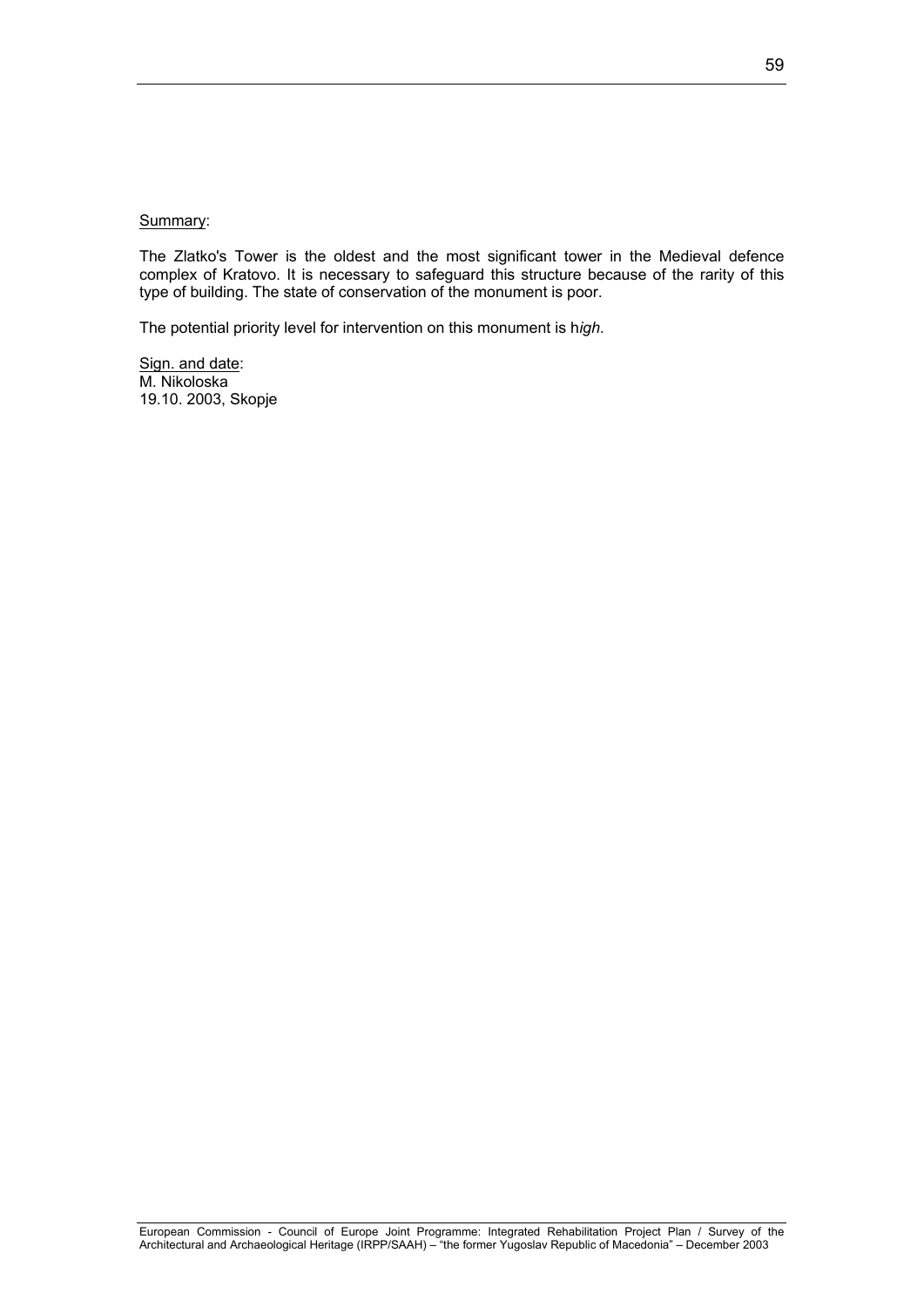Summary:

The Zlatko's Tower is the oldest and the most significant tower in the Medieval defence complex of Kratovo. It is necessary to safeguard this structure because of the rarity of this type of building. The state of conservation of the monument is poor.

The potential priority level for intervention on this monument is h*igh*.

Sign. and date:
M. Nikoloska
19.10. 2003, Skopje